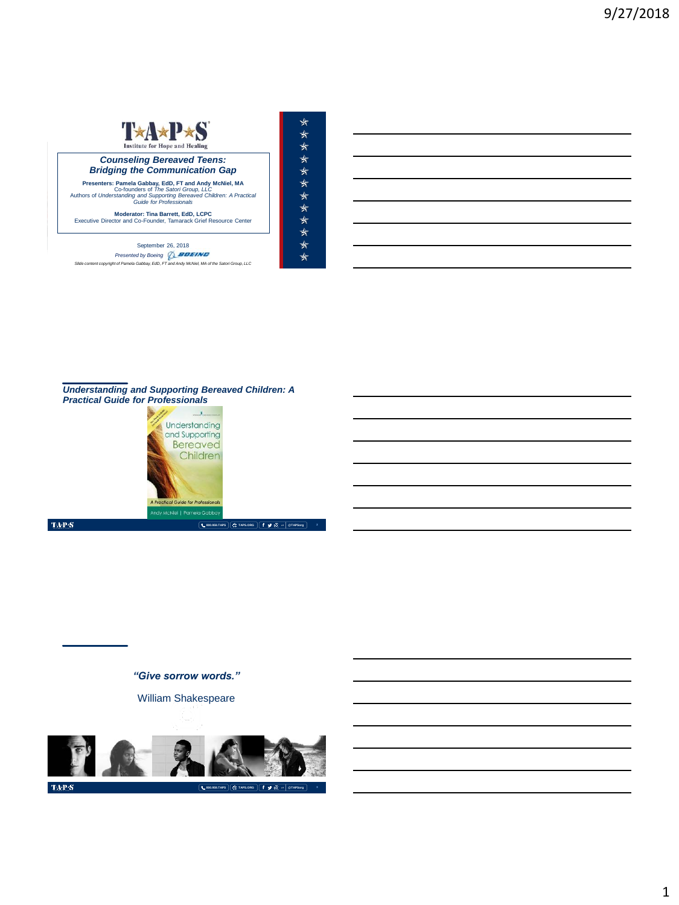T★A★P★S

Institute for Hope and Healing

## *Counseling Bereaved Teens: Bridging the Communication Gap*

**Presenters: Pamela Gabbay, EdD, FT and Andy McNiel, MA**
Co-founders of *The Satori Group, LLC*
Authors of *Understanding and Supporting Bereaved Children: A Practical Guide for Professionals*

**Moderator: Tina Barrett, EdD, LCPC**
Executive Director and Co-Founder, Tamarack Grief Resource Center

September 26, 2018

*Presented by Boeing*

*Slide content copyright of Pamela Gabbay, EdD, FT and Andy McNiel, MA of the Satori Group, LLC*

---

## *Understanding and Supporting Bereaved Children: A Practical Guide for Professionals*

Understanding and Supporting Bereaved Children

*A Practical Guide for Professionals*

Andy McNiel | Pamela Gabbay

---

***"Give sorrow words."***

William Shakespeare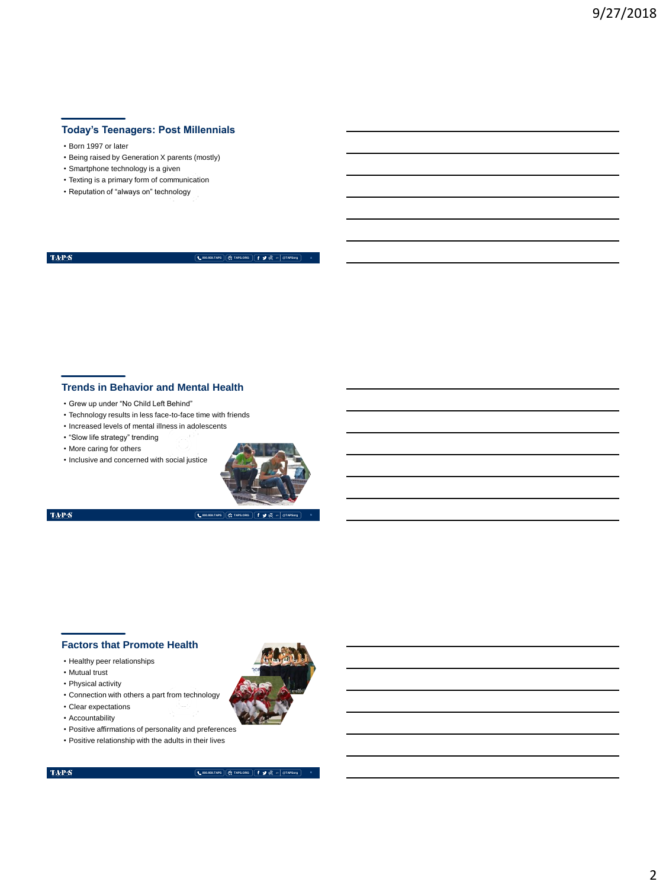## Today's Teenagers: Post Millennials

- Born 1997 or later
- Being raised by Generation X parents (mostly)
- Smartphone technology is a given
- Texting is a primary form of communication
- Reputation of "always on" technology

## Trends in Behavior and Mental Health

- Grew up under "No Child Left Behind"
- Technology results in less face-to-face time with friends
- Increased levels of mental illness in adolescents
- "Slow life strategy" trending
- More caring for others
- Inclusive and concerned with social justice

## Factors that Promote Health

- Healthy peer relationships
- Mutual trust
- Physical activity
- Connection with others a part from technology
- Clear expectations
- Accountability
- Positive affirmations of personality and preferences
- Positive relationship with the adults in their lives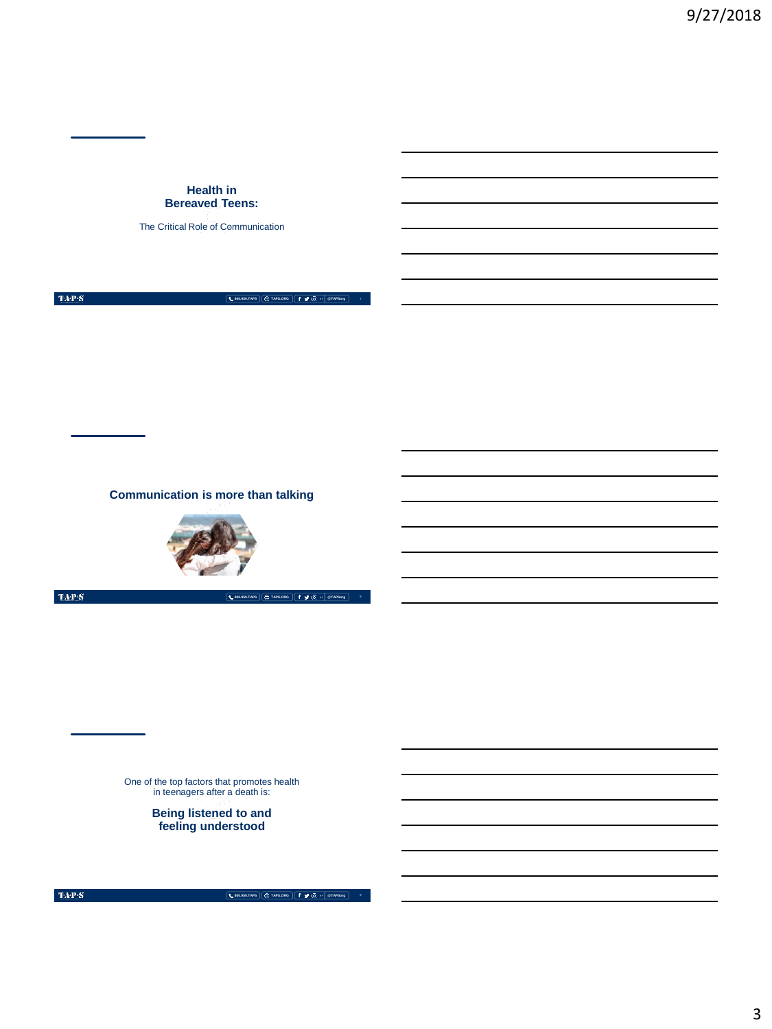## Health in Bereaved Teens:

The Critical Role of Communication

## Communication is more than talking

One of the top factors that promotes health in teenagers after a death is:

**Being listened to and feeling understood**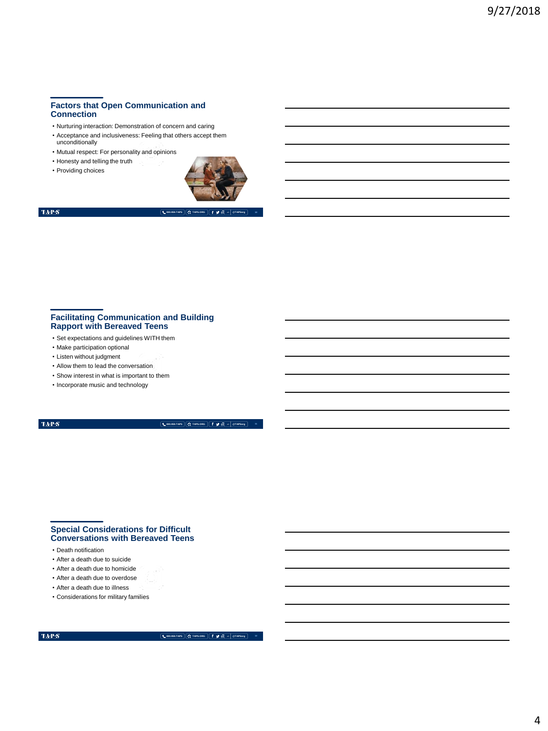## Factors that Open Communication and Connection

- Nurturing interaction: Demonstration of concern and caring
- Acceptance and inclusiveness: Feeling that others accept them unconditionally
- Mutual respect: For personality and opinions
- Honesty and telling the truth
- Providing choices

## Facilitating Communication and Building Rapport with Bereaved Teens

- Set expectations and guidelines WITH them
- Make participation optional
- Listen without judgment
- Allow them to lead the conversation
- Show interest in what is important to them
- Incorporate music and technology

## Special Considerations for Difficult Conversations with Bereaved Teens

- Death notification
- After a death due to suicide
- After a death due to homicide
- After a death due to overdose
- After a death due to illness
- Considerations for military families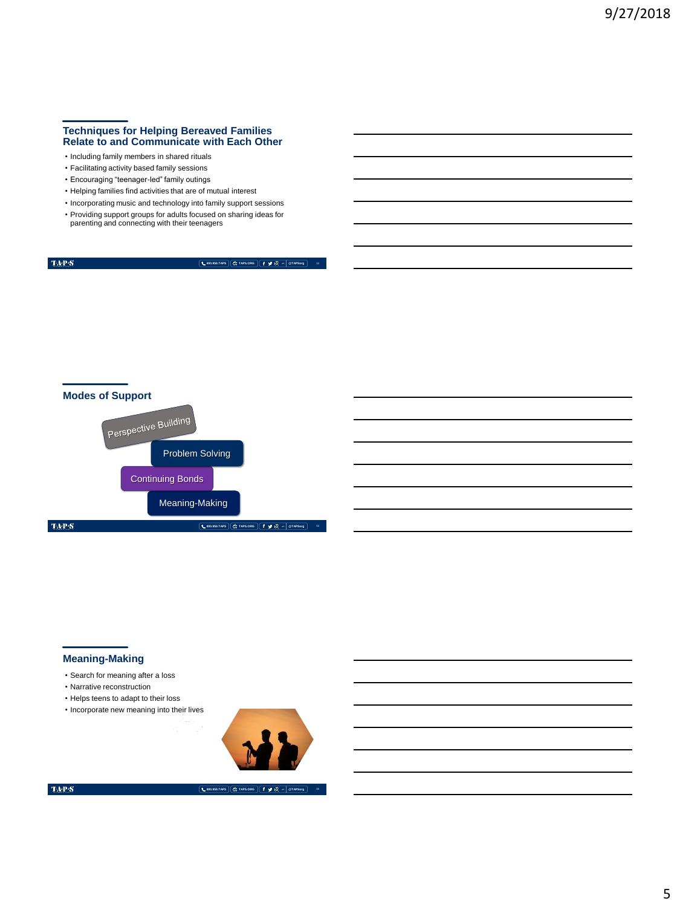## Techniques for Helping Bereaved Families Relate to and Communicate with Each Other

- Including family members in shared rituals
- Facilitating activity based family sessions
- Encouraging "teenager-led" family outings
- Helping families find activities that are of mutual interest
- Incorporating music and technology into family support sessions
- Providing support groups for adults focused on sharing ideas for parenting and connecting with their teenagers

## Modes of Support

- Perspective Building
- Problem Solving
- Continuing Bonds
- Meaning-Making

## Meaning-Making

- Search for meaning after a loss
- Narrative reconstruction
- Helps teens to adapt to their loss
- Incorporate new meaning into their lives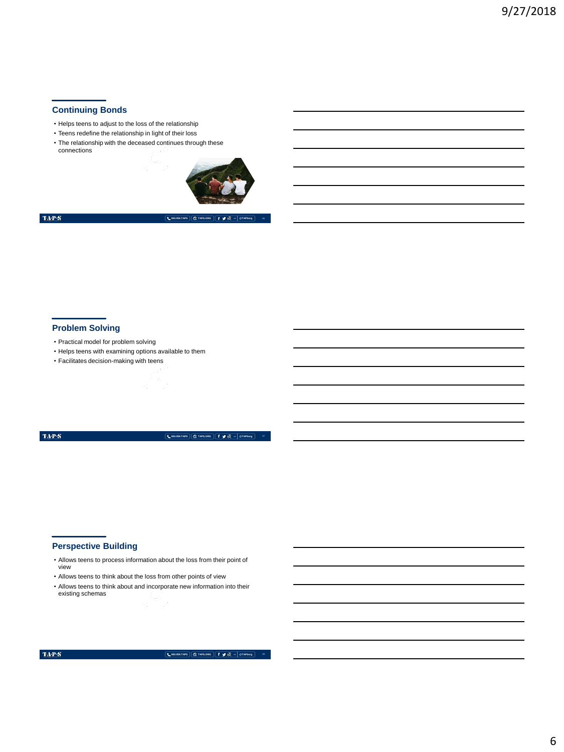## Continuing Bonds

- Helps teens to adjust to the loss of the relationship
- Teens redefine the relationship in light of their loss
- The relationship with the deceased continues through these connections

## Problem Solving

- Practical model for problem solving
- Helps teens with examining options available to them
- Facilitates decision-making with teens

## Perspective Building

- Allows teens to process information about the loss from their point of view
- Allows teens to think about the loss from other points of view
- Allows teens to think about and incorporate new information into their existing schemas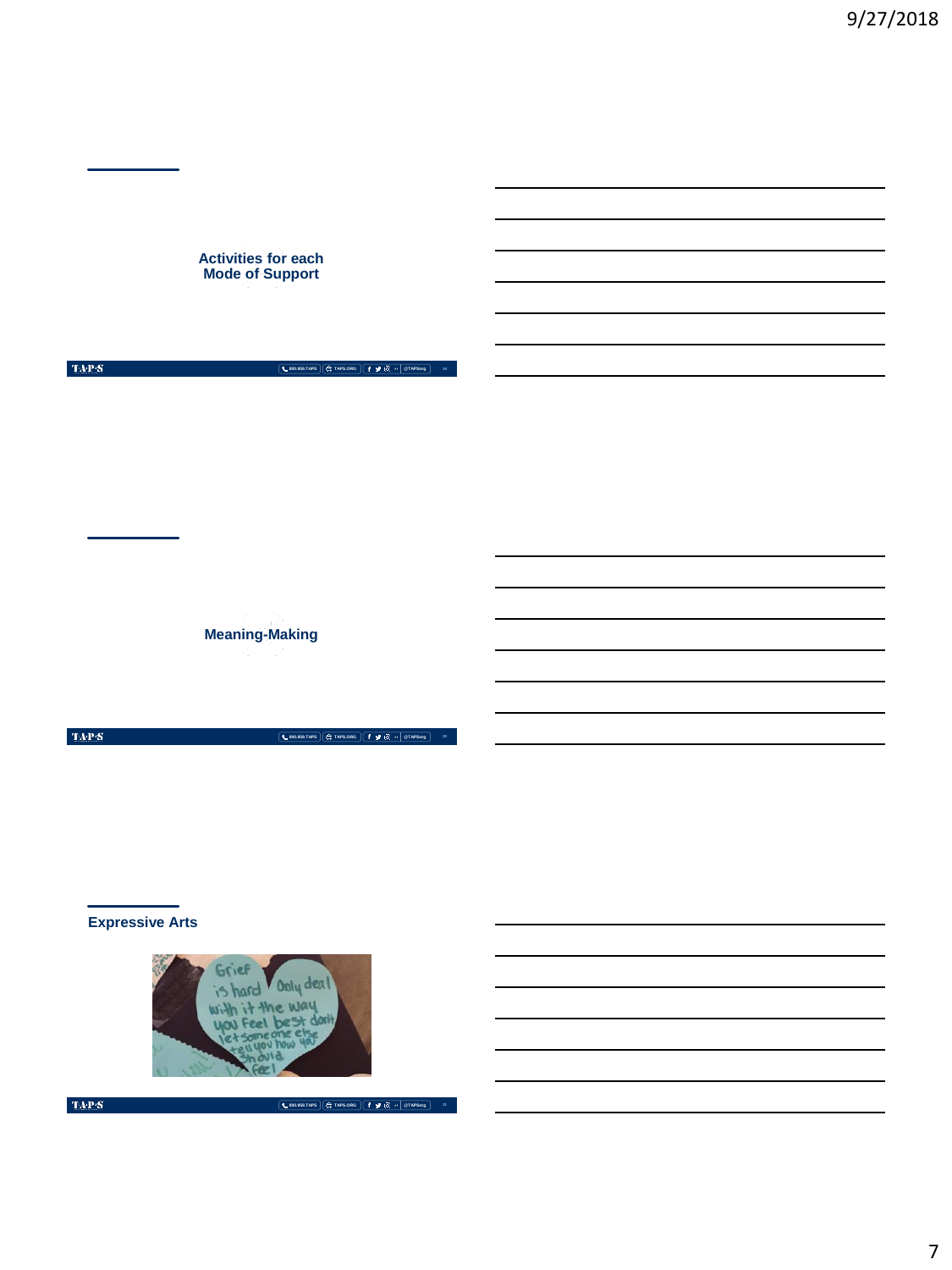## Activities for each Mode of Support

## Meaning-Making

## Expressive Arts

Grief is hard. Only deal with it the way you feel best. don't let someone else tell you how you should feel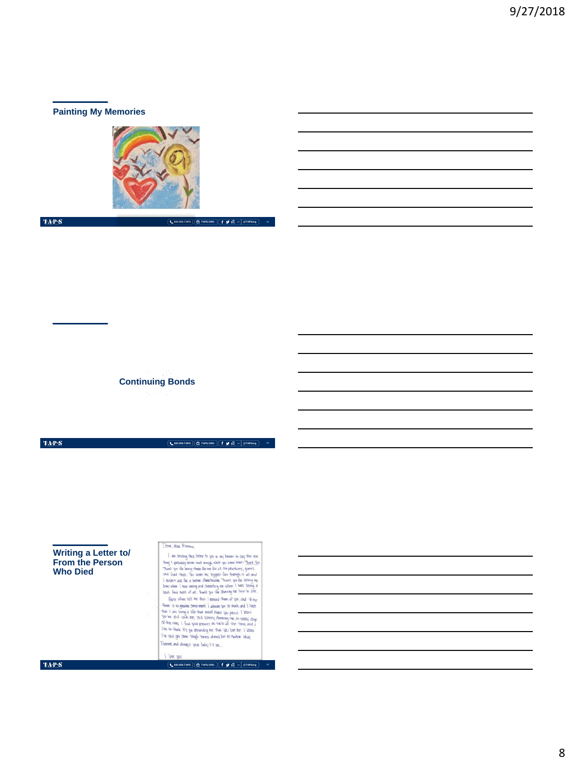## Painting My Memories

## Continuing Bonds

## Writing a Letter to/ From the Person Who Died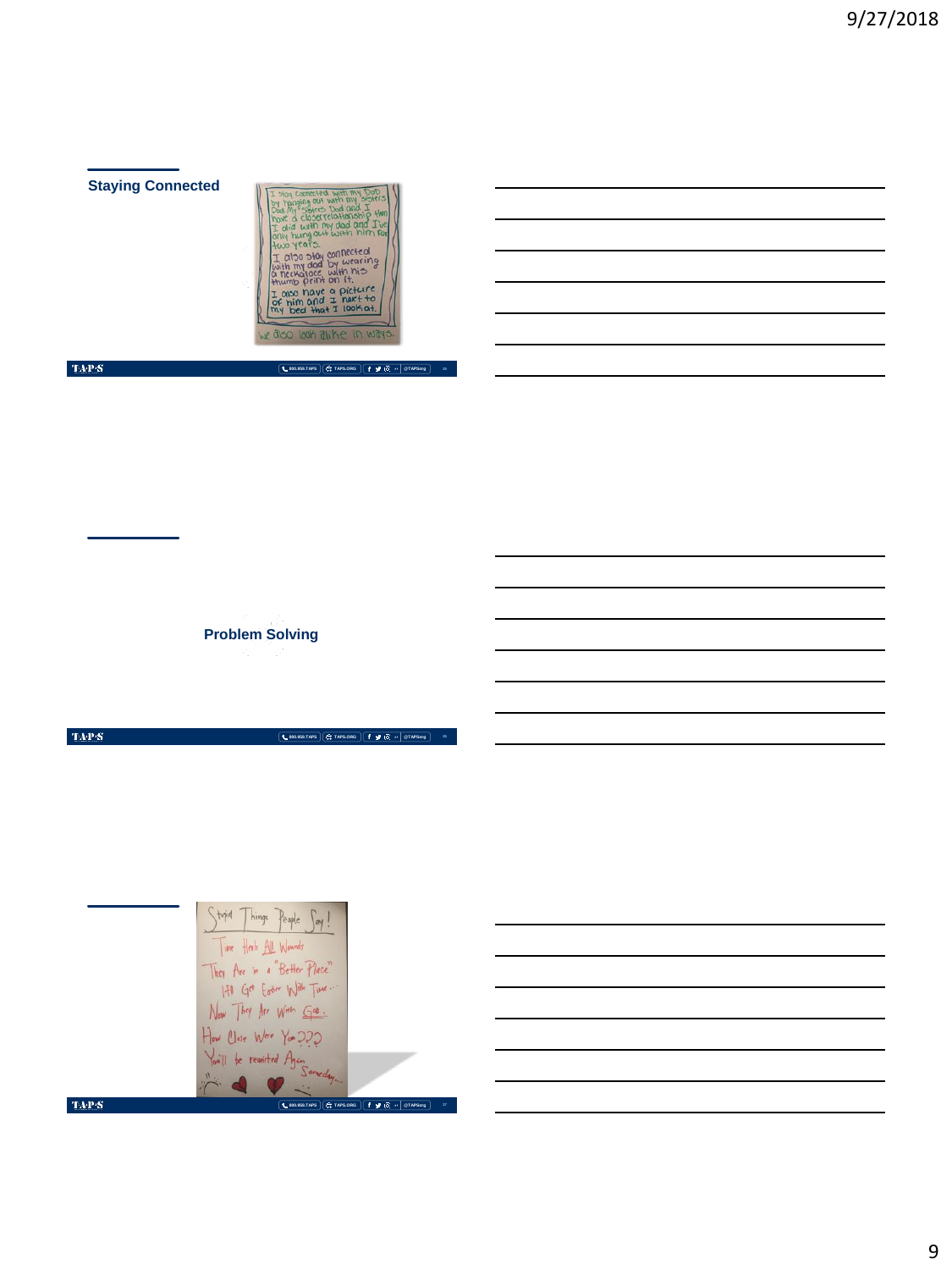## Staying Connected

I stay connected with my Dad by hanging out with my sisters Dad. My sisters Dad and I have a closer relationship than I did with my dad and I've only hung out with him for two years.

I also stay connected with my dad by wearing a necklace with his thumb print on it.

I also have a picture of him and I next to my bed that I look at.

We also look alike in ways.

## Problem Solving

Stupid Things People Say!

Time Heals All Wounds

They Are in a "Better Place"

It'll Get Easier With Time...

Now They Are With God.

How Close Were You???

You'll be reunited Again Someday...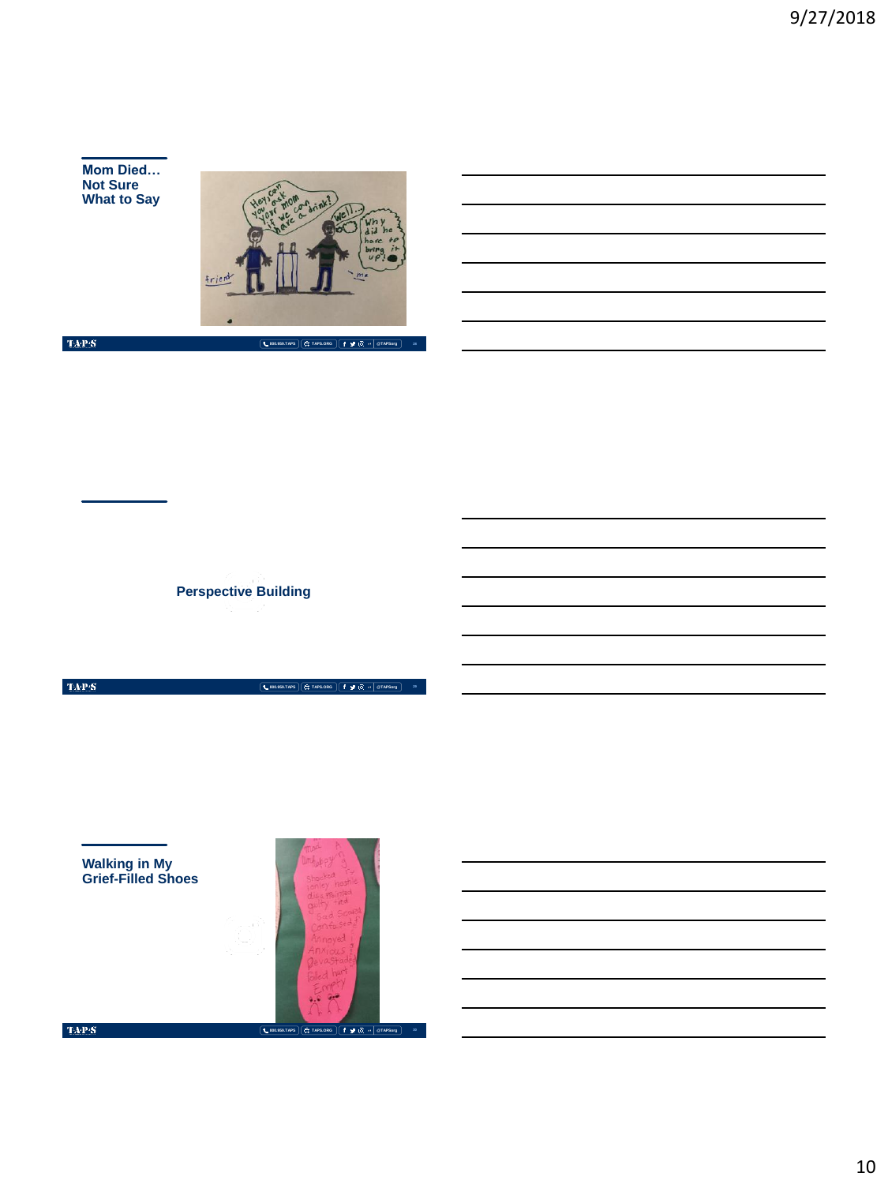## Mom Died… Not Sure What to Say

## Perspective Building

## Walking in My Grief-Filled Shoes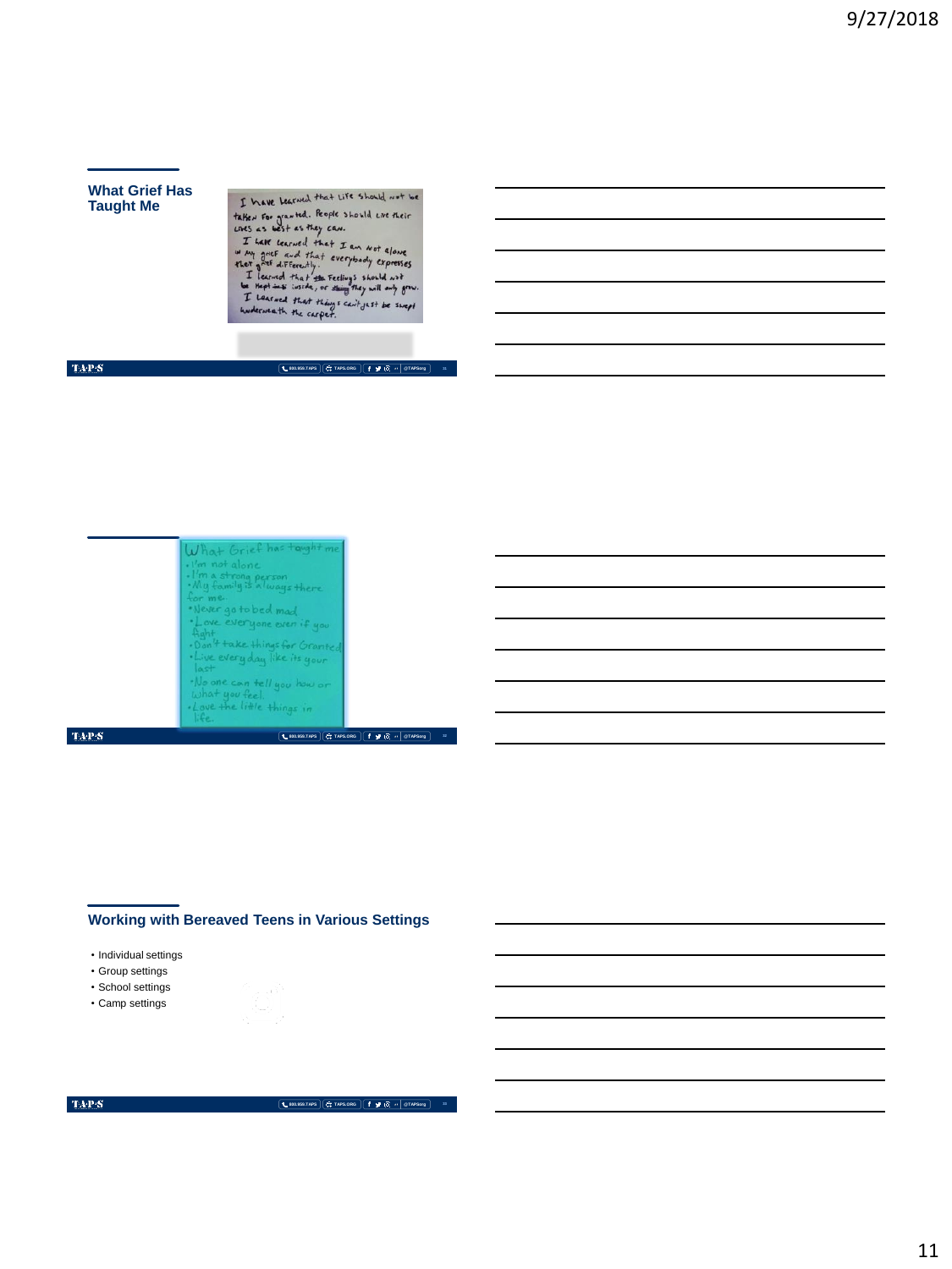## What Grief Has Taught Me

I have learned that life should not be taken for granted. People should live their lives as best as they can.
I have learned that I am not alone in my grief and that everybody expresses their grief differently.
I learned that feelings should not be kept inside, or they will only grow.
I learned that things can't just be swept underneath the carpet.

What Grief has taught me

- I'm not alone
- I'm a strong person
- My family is always there for me.
- Never go to bed mad
- Love everyone even if you fight
- Don't take things for Granted
- Live every day like its your last
- No one can tell you how or what you feel.
- Love the little things in life.

## Working with Bereaved Teens in Various Settings

- Individual settings
- Group settings
- School settings
- Camp settings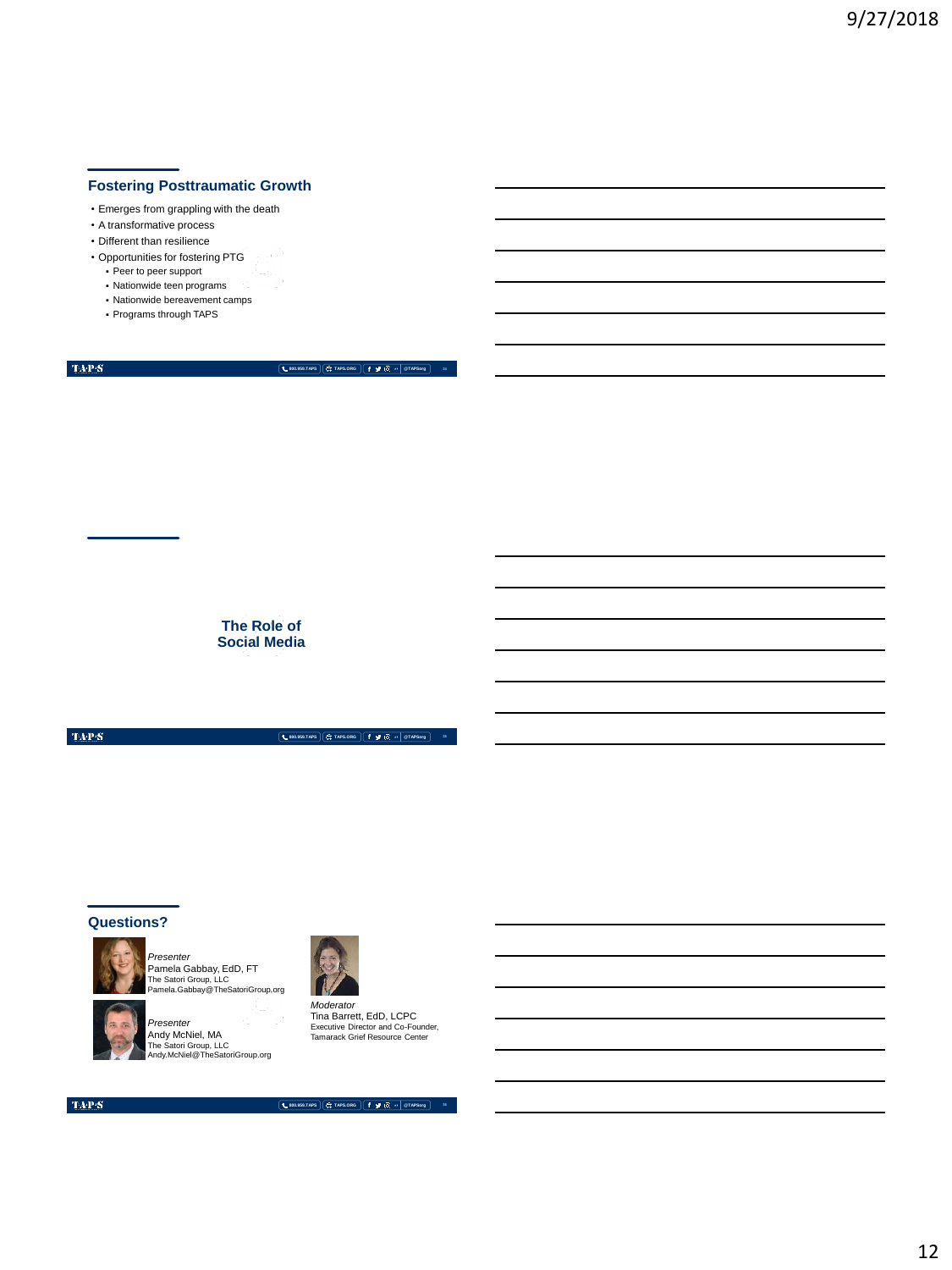## Fostering Posttraumatic Growth

- Emerges from grappling with the death
- A transformative process
- Different than resilience
- Opportunities for fostering PTG
  - Peer to peer support
  - Nationwide teen programs
  - Nationwide bereavement camps
  - Programs through TAPS

## The Role of Social Media

## Questions?

*Presenter*
Pamela Gabbay, EdD, FT
The Satori Group, LLC
Pamela.Gabbay@TheSatoriGroup.org

*Presenter*
Andy McNiel, MA
The Satori Group, LLC
Andy.McNiel@TheSatoriGroup.org

*Moderator*
Tina Barrett, EdD, LCPC
Executive Director and Co-Founder,
Tamarack Grief Resource Center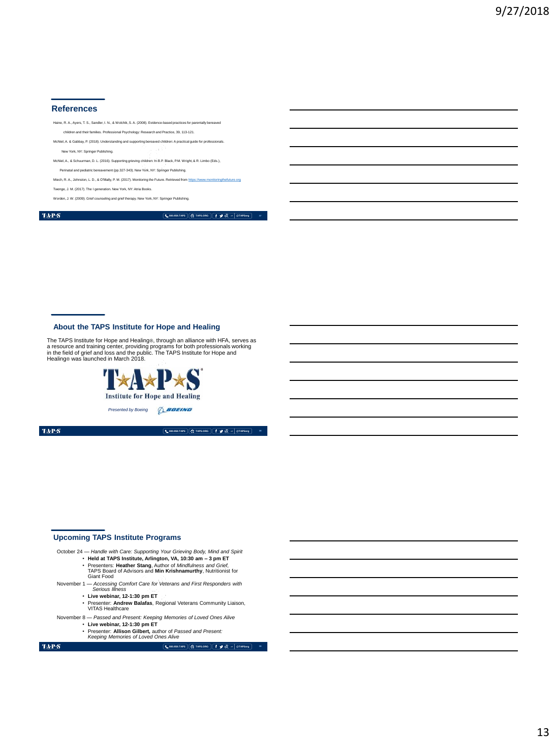## References

Haine, R. A., Ayers, T. S., Sandler, I. N., & Wolchik, S. A. (2008). Evidence-based practices for parentally bereaved children and their families. Professional Psychology: Research and Practice, 39, 113-121.

McNiel, A. & Gabbay, P. (2018). Understanding and supporting bereaved children: A practical guide for professionals. New York, NY: Springer Publishing.

McNiel, A., & Schuurman, D. L. (2016). Supporting grieving children: In B.P. Black, P.M. Wright, & R. Limbo (Eds.), Perinatal and pediatric bereavement (pp.327-343). New York, NY: Springer Publishing.

Miech, R. A., Johnston, L. D., & O'Mally, P. M. (2017). Monitoring the Future. Retrieved from https://www.monitoringthefuture.org

Twenge, J. M. (2017). The I generation. New York, NY: Atria Books.

Worden, J. W. (2009). Grief counseling and grief therapy. New York, NY: Springer Publishing.

## About the TAPS Institute for Hope and Healing

The TAPS Institute for Hope and Healing®, through an alliance with HFA, serves as a resource and training center, providing programs for both professionals working in the field of grief and loss and the public. The TAPS Institute for Hope and Healing® was launched in March 2018.

T★A★P★S
Institute for Hope and Healing

*Presented by Boeing* BOEING

## Upcoming TAPS Institute Programs

October 24 — *Handle with Care: Supporting Your Grieving Body, Mind and Spirit*
- **Held at TAPS Institute, Arlington, VA, 10:30 am – 3 pm ET**
- Presenters: **Heather Stang**, Author of *Mindfulness and Grief*, TAPS Board of Advisors and **Min Krishnamurthy**, Nutritionist for Giant Food

November 1 — *Accessing Comfort Care for Veterans and First Responders with Serious Illness*
- **Live webinar, 12-1:30 pm ET**
- Presenter: **Andrew Balafas**, Regional Veterans Community Liaison, VITAS Healthcare

November 8 — *Passed and Present: Keeping Memories of Loved Ones Alive*
- **Live webinar, 12-1:30 pm ET**
- Presenter: **Allison Gilbert,** author of *Passed and Present: Keeping Memories of Loved Ones Alive*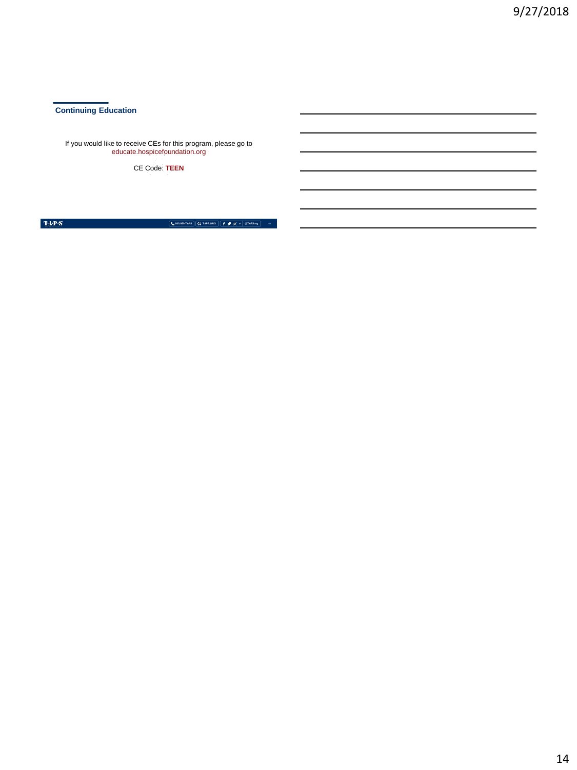## Continuing Education

If you would like to receive CEs for this program, please go to educate.hospicefoundation.org

CE Code: **TEEN**